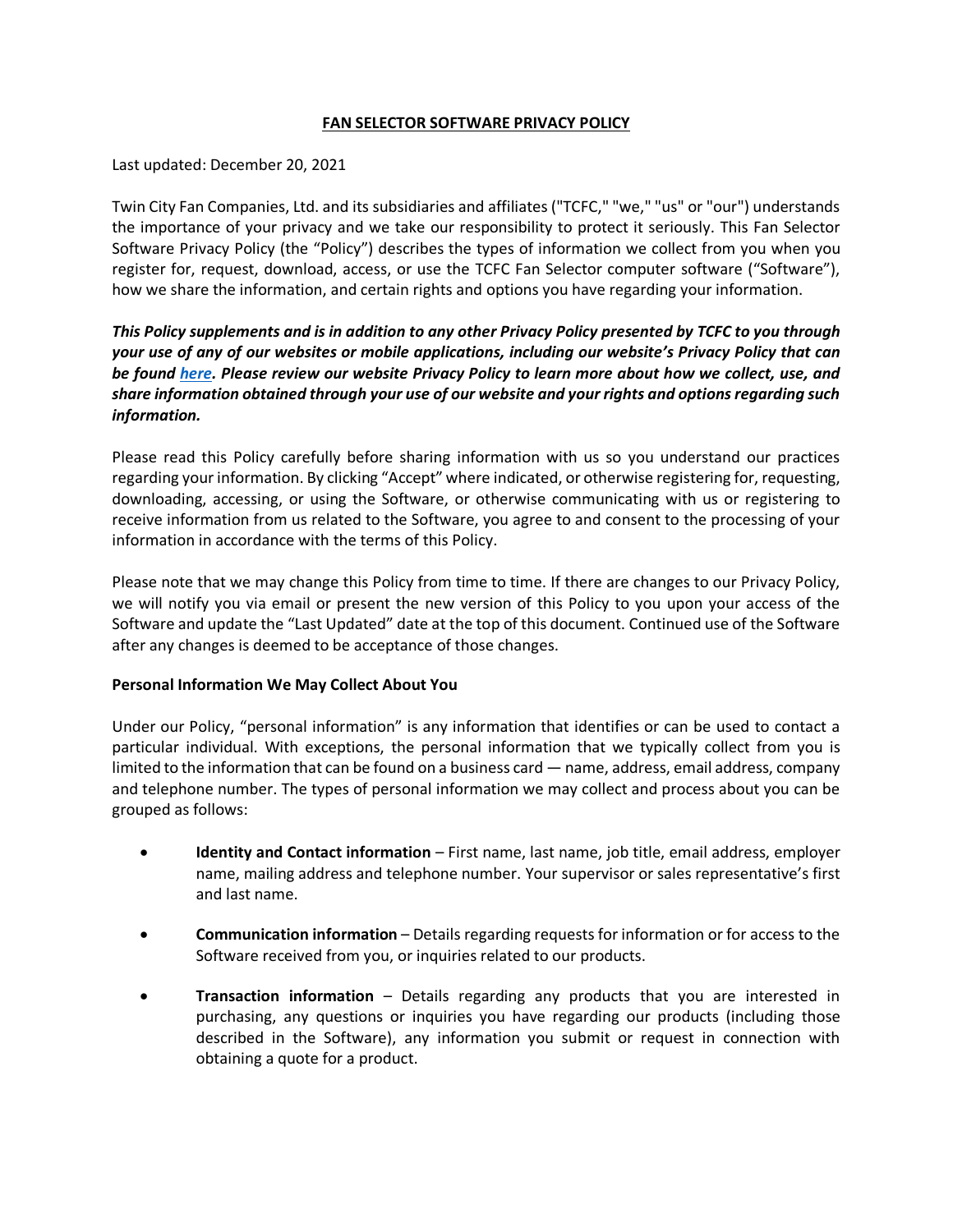# FAN SELECTOR SOFTWARE PRIVACY POLICY

Last updated: December 20, 2021

Twin City Fan Companies, Ltd. and its subsidiaries and affiliates ("TCFC," "we," "us" or "our") understands the importance of your privacy and we take our responsibility to protect it seriously. This Fan Selector Software Privacy Policy (the "Policy") describes the types of information we collect from you when you register for, request, download, access, or use the TCFC Fan Selector computer software ("Software"), how we share the information, and certain rights and options you have regarding your information.

***This Policy supplements and is in addition to any other Privacy Policy presented by TCFC to you through your use of any of our websites or mobile applications, including our website's Privacy Policy that can be found here. Please review our website Privacy Policy to learn more about how we collect, use, and share information obtained through your use of our website and your rights and options regarding such information.***

Please read this Policy carefully before sharing information with us so you understand our practices regarding your information. By clicking "Accept" where indicated, or otherwise registering for, requesting, downloading, accessing, or using the Software, or otherwise communicating with us or registering to receive information from us related to the Software, you agree to and consent to the processing of your information in accordance with the terms of this Policy.

Please note that we may change this Policy from time to time. If there are changes to our Privacy Policy, we will notify you via email or present the new version of this Policy to you upon your access of the Software and update the "Last Updated" date at the top of this document. Continued use of the Software after any changes is deemed to be acceptance of those changes.

**Personal Information We May Collect About You**

Under our Policy, "personal information" is any information that identifies or can be used to contact a particular individual. With exceptions, the personal information that we typically collect from you is limited to the information that can be found on a business card — name, address, email address, company and telephone number. The types of personal information we may collect and process about you can be grouped as follows:

- **Identity and Contact information** – First name, last name, job title, email address, employer name, mailing address and telephone number. Your supervisor or sales representative's first and last name.
- **Communication information** – Details regarding requests for information or for access to the Software received from you, or inquiries related to our products.
- **Transaction information** – Details regarding any products that you are interested in purchasing, any questions or inquiries you have regarding our products (including those described in the Software), any information you submit or request in connection with obtaining a quote for a product.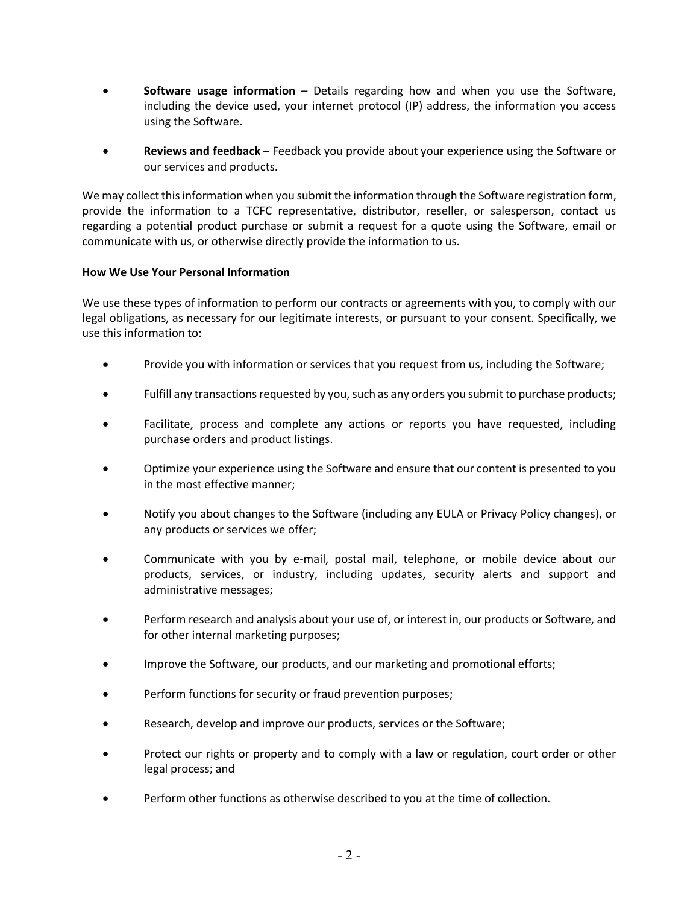- **Software usage information** – Details regarding how and when you use the Software, including the device used, your internet protocol (IP) address, the information you access using the Software.

- **Reviews and feedback** – Feedback you provide about your experience using the Software or our services and products.

We may collect this information when you submit the information through the Software registration form, provide the information to a TCFC representative, distributor, reseller, or salesperson, contact us regarding a potential product purchase or submit a request for a quote using the Software, email or communicate with us, or otherwise directly provide the information to us.

**How We Use Your Personal Information**

We use these types of information to perform our contracts or agreements with you, to comply with our legal obligations, as necessary for our legitimate interests, or pursuant to your consent. Specifically, we use this information to:

- Provide you with information or services that you request from us, including the Software;

- Fulfill any transactions requested by you, such as any orders you submit to purchase products;

- Facilitate, process and complete any actions or reports you have requested, including purchase orders and product listings.

- Optimize your experience using the Software and ensure that our content is presented to you in the most effective manner;

- Notify you about changes to the Software (including any EULA or Privacy Policy changes), or any products or services we offer;

- Communicate with you by e-mail, postal mail, telephone, or mobile device about our products, services, or industry, including updates, security alerts and support and administrative messages;

- Perform research and analysis about your use of, or interest in, our products or Software, and for other internal marketing purposes;

- Improve the Software, our products, and our marketing and promotional efforts;

- Perform functions for security or fraud prevention purposes;

- Research, develop and improve our products, services or the Software;

- Protect our rights or property and to comply with a law or regulation, court order or other legal process; and

- Perform other functions as otherwise described to you at the time of collection.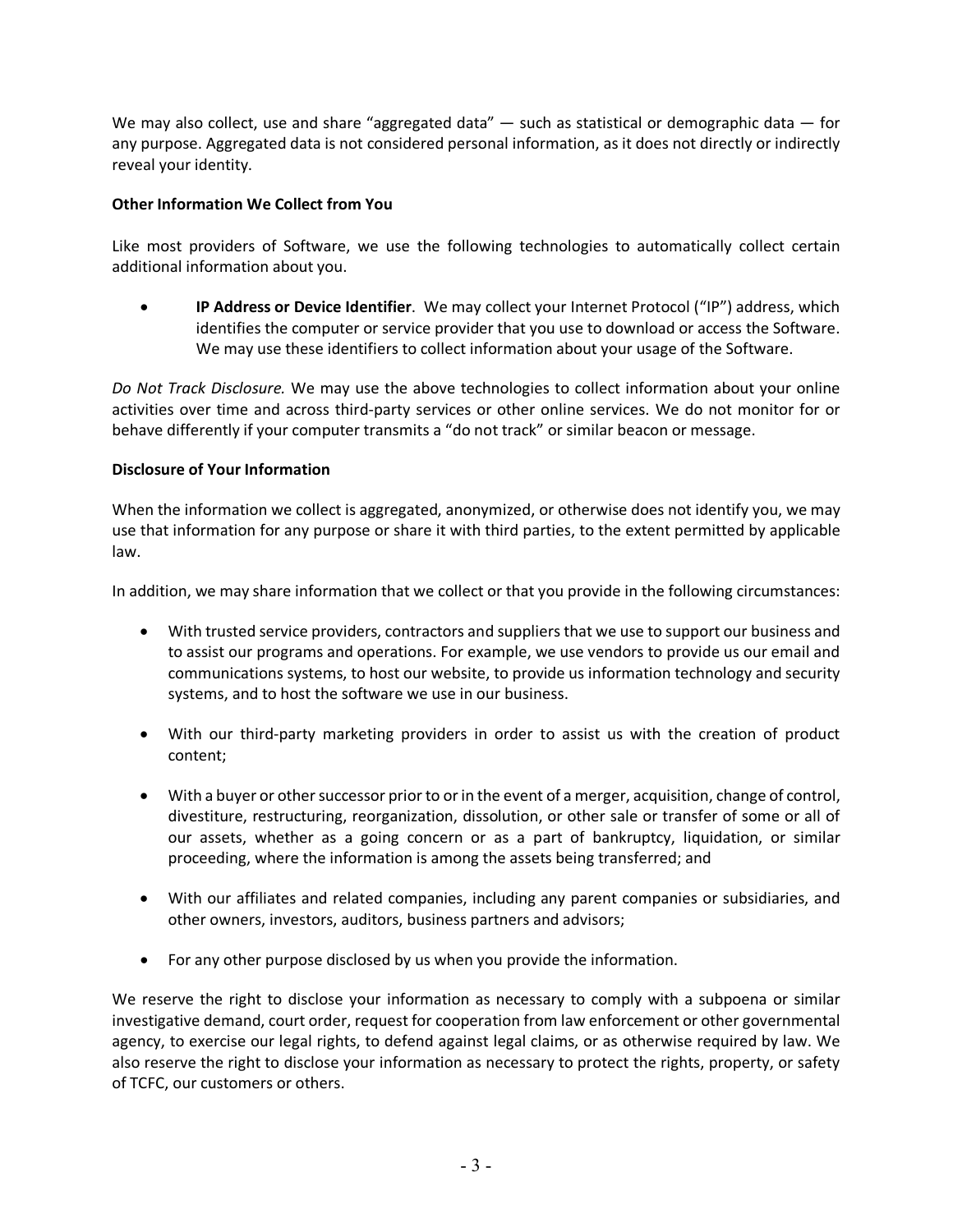We may also collect, use and share "aggregated data" — such as statistical or demographic data — for any purpose. Aggregated data is not considered personal information, as it does not directly or indirectly reveal your identity.

**Other Information We Collect from You**

Like most providers of Software, we use the following technologies to automatically collect certain additional information about you.

- **IP Address or Device Identifier**. We may collect your Internet Protocol ("IP") address, which identifies the computer or service provider that you use to download or access the Software. We may use these identifiers to collect information about your usage of the Software.

*Do Not Track Disclosure.* We may use the above technologies to collect information about your online activities over time and across third-party services or other online services. We do not monitor for or behave differently if your computer transmits a "do not track" or similar beacon or message.

**Disclosure of Your Information**

When the information we collect is aggregated, anonymized, or otherwise does not identify you, we may use that information for any purpose or share it with third parties, to the extent permitted by applicable law.

In addition, we may share information that we collect or that you provide in the following circumstances:

- With trusted service providers, contractors and suppliers that we use to support our business and to assist our programs and operations. For example, we use vendors to provide us our email and communications systems, to host our website, to provide us information technology and security systems, and to host the software we use in our business.

- With our third-party marketing providers in order to assist us with the creation of product content;

- With a buyer or other successor prior to or in the event of a merger, acquisition, change of control, divestiture, restructuring, reorganization, dissolution, or other sale or transfer of some or all of our assets, whether as a going concern or as a part of bankruptcy, liquidation, or similar proceeding, where the information is among the assets being transferred; and

- With our affiliates and related companies, including any parent companies or subsidiaries, and other owners, investors, auditors, business partners and advisors;

- For any other purpose disclosed by us when you provide the information.

We reserve the right to disclose your information as necessary to comply with a subpoena or similar investigative demand, court order, request for cooperation from law enforcement or other governmental agency, to exercise our legal rights, to defend against legal claims, or as otherwise required by law. We also reserve the right to disclose your information as necessary to protect the rights, property, or safety of TCFC, our customers or others.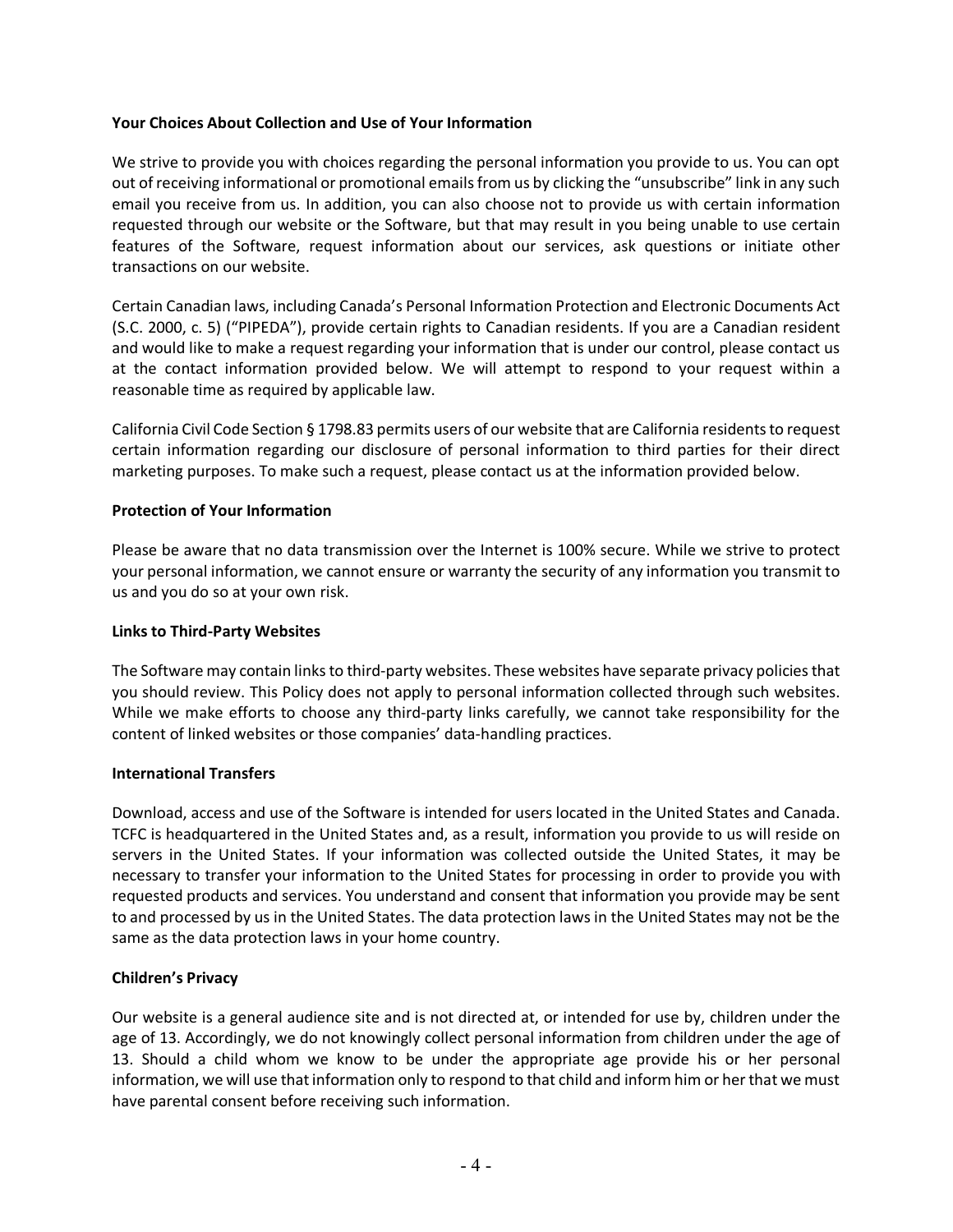**Your Choices About Collection and Use of Your Information**

We strive to provide you with choices regarding the personal information you provide to us. You can opt out of receiving informational or promotional emails from us by clicking the "unsubscribe" link in any such email you receive from us. In addition, you can also choose not to provide us with certain information requested through our website or the Software, but that may result in you being unable to use certain features of the Software, request information about our services, ask questions or initiate other transactions on our website.

Certain Canadian laws, including Canada's Personal Information Protection and Electronic Documents Act (S.C. 2000, c. 5) ("PIPEDA"), provide certain rights to Canadian residents. If you are a Canadian resident and would like to make a request regarding your information that is under our control, please contact us at the contact information provided below. We will attempt to respond to your request within a reasonable time as required by applicable law.

California Civil Code Section § 1798.83 permits users of our website that are California residents to request certain information regarding our disclosure of personal information to third parties for their direct marketing purposes. To make such a request, please contact us at the information provided below.

**Protection of Your Information**

Please be aware that no data transmission over the Internet is 100% secure. While we strive to protect your personal information, we cannot ensure or warranty the security of any information you transmit to us and you do so at your own risk.

**Links to Third-Party Websites**

The Software may contain links to third-party websites. These websites have separate privacy policies that you should review. This Policy does not apply to personal information collected through such websites. While we make efforts to choose any third-party links carefully, we cannot take responsibility for the content of linked websites or those companies' data-handling practices.

**International Transfers**

Download, access and use of the Software is intended for users located in the United States and Canada. TCFC is headquartered in the United States and, as a result, information you provide to us will reside on servers in the United States. If your information was collected outside the United States, it may be necessary to transfer your information to the United States for processing in order to provide you with requested products and services. You understand and consent that information you provide may be sent to and processed by us in the United States. The data protection laws in the United States may not be the same as the data protection laws in your home country.

**Children's Privacy**

Our website is a general audience site and is not directed at, or intended for use by, children under the age of 13. Accordingly, we do not knowingly collect personal information from children under the age of 13. Should a child whom we know to be under the appropriate age provide his or her personal information, we will use that information only to respond to that child and inform him or her that we must have parental consent before receiving such information.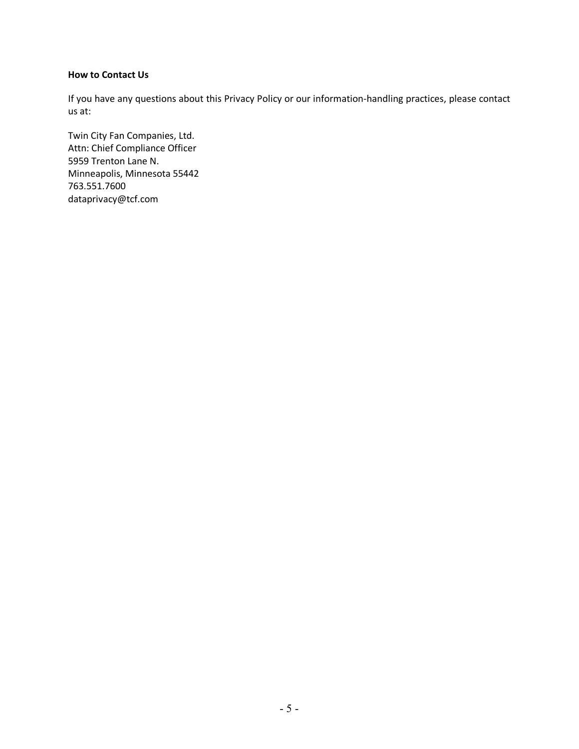**How to Contact Us**

If you have any questions about this Privacy Policy or our information-handling practices, please contact us at:

Twin City Fan Companies, Ltd.
Attn: Chief Compliance Officer
5959 Trenton Lane N.
Minneapolis, Minnesota 55442
763.551.7600
dataprivacy@tcf.com